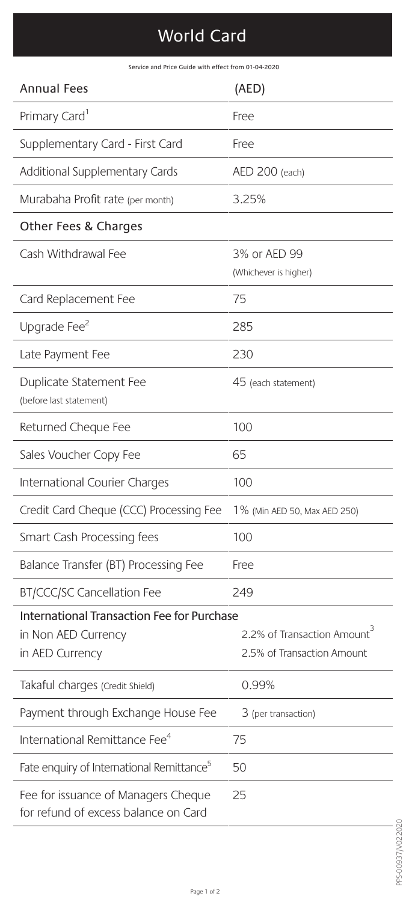# World Card

Service and Price Guide with effect from 01-04-2020

| Annual Fees | (AED) |
| --- | --- |
| Primary Card[1] | Free |
| Supplementary Card - First Card | Free |
| Additional Supplementary Cards | AED 200 (each) |
| Murabaha Profit rate (per month) | 3.25% |
| **Other Fees & Charges** | |
| Cash Withdrawal Fee | 3% or AED 99 (Whichever is higher) |
| Card Replacement Fee | 75 |
| Upgrade Fee[2] | 285 |
| Late Payment Fee | 230 |
| Duplicate Statement Fee (before last statement) | 45 (each statement) |
| Returned Cheque Fee | 100 |
| Sales Voucher Copy Fee | 65 |
| International Courier Charges | 100 |
| Credit Card Cheque (CCC) Processing Fee | 1% (Min AED 50, Max AED 250) |
| Smart Cash Processing fees | 100 |
| Balance Transfer (BT) Processing Fee | Free |
| BT/CCC/SC Cancellation Fee | 249 |
| **International Transaction Fee for Purchase** | |
| in Non AED Currency | 2.2% of Transaction Amount[3] |
| in AED Currency | 2.5% of Transaction Amount |
| Takaful charges (Credit Shield) | 0.99% |
| Payment through Exchange House Fee | 3 (per transaction) |
| International Remittance Fee[4] | 75 |
| Fate enquiry of International Remittance[5] | 50 |
| Fee for issuance of Managers Cheque for refund of excess balance on Card | 25 |

PPS-00937/V022020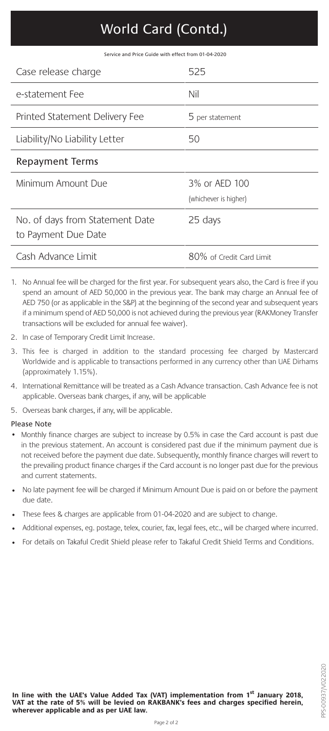# World Card (Contd.)

Service and Price Guide with effect from 01-04-2020

| | |
|---|---|
| Case release charge | 525 |
| e-statement Fee | Nil |
| Printed Statement Delivery Fee | 5 per statement |
| Liability/No Liability Letter | 50 |
| **Repayment Terms** | |
| Minimum Amount Due | 3% or AED 100 (whichever is higher) |
| No. of days from Statement Date to Payment Due Date | 25 days |
| Cash Advance Limit | 80% of Credit Card Limit |

1. No Annual fee will be charged for the first year. For subsequent years also, the Card is free if you spend an amount of AED 50,000 in the previous year. The bank may charge an Annual fee of AED 750 (or as applicable in the S&P) at the beginning of the second year and subsequent years if a minimum spend of AED 50,000 is not achieved during the previous year (RAKMoney Transfer transactions will be excluded for annual fee waiver).
2. In case of Temporary Credit Limit Increase.
3. This fee is charged in addition to the standard processing fee charged by Mastercard Worldwide and is applicable to transactions performed in any currency other than UAE Dirhams (approximately 1.15%).
4. International Remittance will be treated as a Cash Advance transaction. Cash Advance fee is not applicable. Overseas bank charges, if any, will be applicable
5. Overseas bank charges, if any, will be applicable.

**Please Note**

- Monthly finance charges are subject to increase by 0.5% in case the Card account is past due in the previous statement. An account is considered past due if the minimum payment due is not received before the payment due date. Subsequently, monthly finance charges will revert to the prevailing product finance charges if the Card account is no longer past due for the previous and current statements.
- No late payment fee will be charged if Minimum Amount Due is paid on or before the payment due date.
- These fees & charges are applicable from 01-04-2020 and are subject to change.
- Additional expenses, eg. postage, telex, courier, fax, legal fees, etc., will be charged where incurred.
- For details on Takaful Credit Shield please refer to Takaful Credit Shield Terms and Conditions.

**In line with the UAE's Value Added Tax (VAT) implementation from 1st January 2018, VAT at the rate of 5% will be levied on RAKBANK's fees and charges specified herein, wherever applicable and as per UAE law.**

PPS-00937/V022020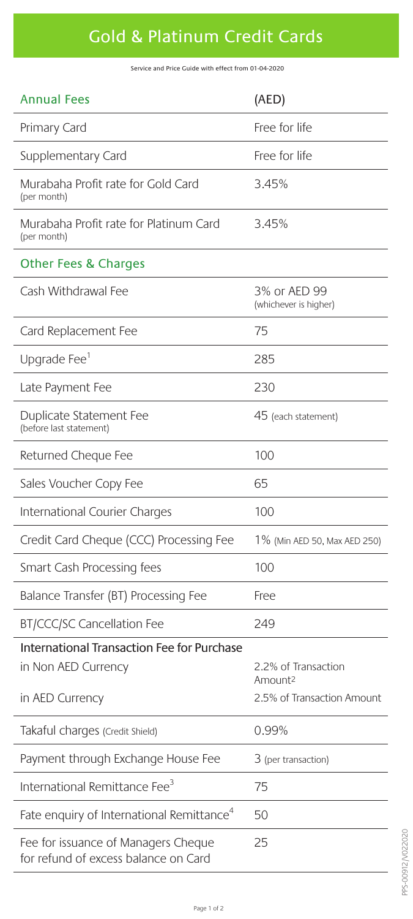# Gold & Platinum Credit Cards

Service and Price Guide with effect from 01-04-2020

| Annual Fees | (AED) |
| --- | --- |
| Primary Card | Free for life |
| Supplementary Card | Free for life |
| Murabaha Profit rate for Gold Card (per month) | 3.45% |
| Murabaha Profit rate for Platinum Card (per month) | 3.45% |
| **Other Fees & Charges** | |
| Cash Withdrawal Fee | 3% or AED 99 (whichever is higher) |
| Card Replacement Fee | 75 |
| Upgrade Fee[1] | 285 |
| Late Payment Fee | 230 |
| Duplicate Statement Fee (before last statement) | 45 (each statement) |
| Returned Cheque Fee | 100 |
| Sales Voucher Copy Fee | 65 |
| International Courier Charges | 100 |
| Credit Card Cheque (CCC) Processing Fee | 1% (Min AED 50, Max AED 250) |
| Smart Cash Processing fees | 100 |
| Balance Transfer (BT) Processing Fee | Free |
| BT/CCC/SC Cancellation Fee | 249 |
| **International Transaction Fee for Purchase** | |
| in Non AED Currency | 2.2% of Transaction Amount[2] |
| in AED Currency | 2.5% of Transaction Amount |
| Takaful charges (Credit Shield) | 0.99% |
| Payment through Exchange House Fee | 3 (per transaction) |
| International Remittance Fee[3] | 75 |
| Fate enquiry of International Remittance[4] | 50 |
| Fee for issuance of Managers Cheque for refund of excess balance on Card | 25 |

PPS-00912/V022020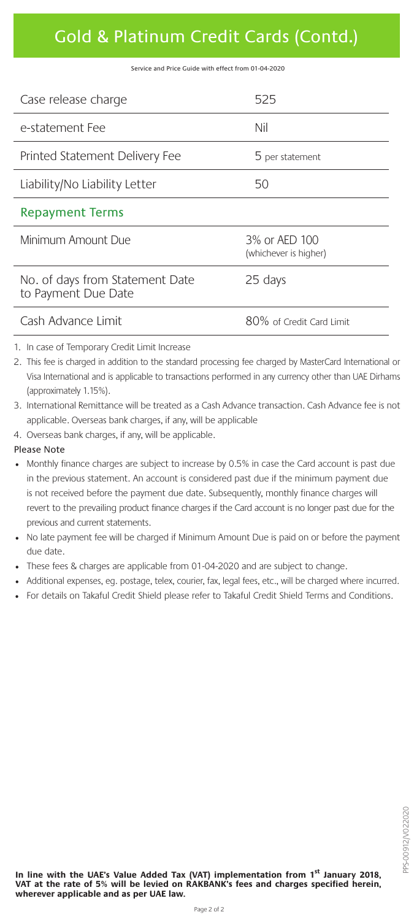# Gold & Platinum Credit Cards (Contd.)

Service and Price Guide with effect from 01-04-2020

| | |
|---|---|
| Case release charge | 525 |
| e-statement Fee | Nil |
| Printed Statement Delivery Fee | 5 per statement |
| Liability/No Liability Letter | 50 |
| **Repayment Terms** | |
| Minimum Amount Due | 3% or AED 100 (whichever is higher) |
| No. of days from Statement Date to Payment Due Date | 25 days |
| Cash Advance Limit | 80% of Credit Card Limit |

1. In case of Temporary Credit Limit Increase
2. This fee is charged in addition to the standard processing fee charged by MasterCard International or Visa International and is applicable to transactions performed in any currency other than UAE Dirhams (approximately 1.15%).
3. International Remittance will be treated as a Cash Advance transaction. Cash Advance fee is not applicable. Overseas bank charges, if any, will be applicable
4. Overseas bank charges, if any, will be applicable.

Please Note

- Monthly finance charges are subject to increase by 0.5% in case the Card account is past due in the previous statement. An account is considered past due if the minimum payment due is not received before the payment due date. Subsequently, monthly finance charges will revert to the prevailing product finance charges if the Card account is no longer past due for the previous and current statements.
- No late payment fee will be charged if Minimum Amount Due is paid on or before the payment due date.
- These fees & charges are applicable from 01-04-2020 and are subject to change.
- Additional expenses, eg. postage, telex, courier, fax, legal fees, etc., will be charged where incurred.
- For details on Takaful Credit Shield please refer to Takaful Credit Shield Terms and Conditions.

PPS-00912/V022020

**In line with the UAE's Value Added Tax (VAT) implementation from 1st January 2018, VAT at the rate of 5% will be levied on RAKBANK's fees and charges specified herein, wherever applicable and as per UAE law.**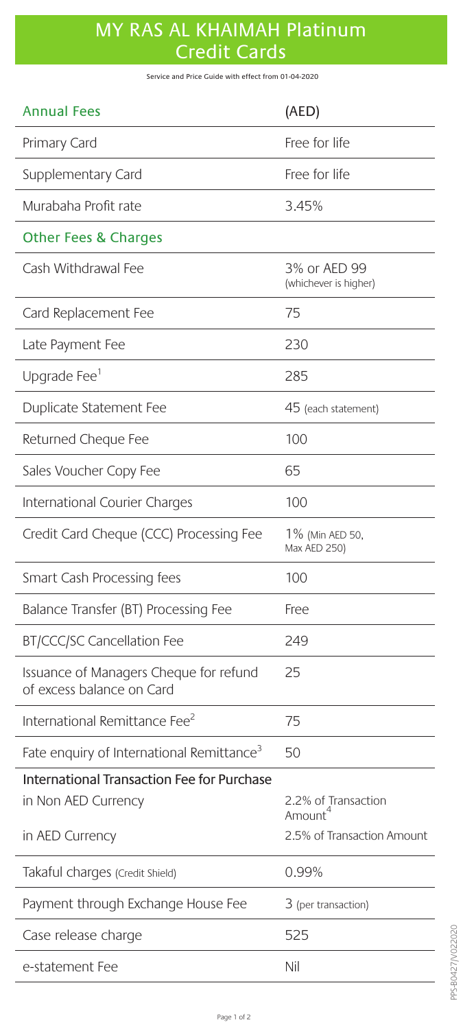# MY RAS AL KHAIMAH Platinum Credit Cards

Service and Price Guide with effect from 01-04-2020

| Annual Fees | (AED) |
| --- | --- |
| Primary Card | Free for life |
| Supplementary Card | Free for life |
| Murabaha Profit rate | 3.45% |
| **Other Fees & Charges** | |
| Cash Withdrawal Fee | 3% or AED 99 (whichever is higher) |
| Card Replacement Fee | 75 |
| Late Payment Fee | 230 |
| Upgrade Fee[1] | 285 |
| Duplicate Statement Fee | 45 (each statement) |
| Returned Cheque Fee | 100 |
| Sales Voucher Copy Fee | 65 |
| International Courier Charges | 100 |
| Credit Card Cheque (CCC) Processing Fee | 1% (Min AED 50, Max AED 250) |
| Smart Cash Processing fees | 100 |
| Balance Transfer (BT) Processing Fee | Free |
| BT/CCC/SC Cancellation Fee | 249 |
| Issuance of Managers Cheque for refund of excess balance on Card | 25 |
| International Remittance Fee[2] | 75 |
| Fate enquiry of International Remittance[3] | 50 |
| **International Transaction Fee for Purchase** | |
| in Non AED Currency | 2.2% of Transaction Amount[4] |
| in AED Currency | 2.5% of Transaction Amount |
| Takaful charges (Credit Shield) | 0.99% |
| Payment through Exchange House Fee | 3 (per transaction) |
| Case release charge | 525 |
| e-statement Fee | Nil |

PPS-B0427/V022020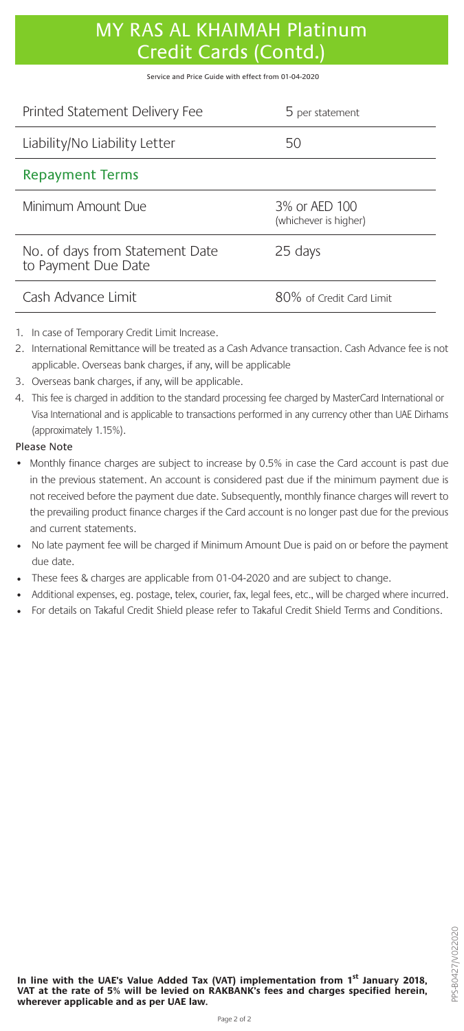# MY RAS AL KHAIMAH Platinum Credit Cards (Contd.)

Service and Price Guide with effect from 01-04-2020

| | |
|---|---|
| Printed Statement Delivery Fee | 5 per statement |
| Liability/No Liability Letter | 50 |

## Repayment Terms

| | |
|---|---|
| Minimum Amount Due | 3% or AED 100 (whichever is higher) |
| No. of days from Statement Date to Payment Due Date | 25 days |
| Cash Advance Limit | 80% of Credit Card Limit |

1. In case of Temporary Credit Limit Increase.
2. International Remittance will be treated as a Cash Advance transaction. Cash Advance fee is not applicable. Overseas bank charges, if any, will be applicable
3. Overseas bank charges, if any, will be applicable.
4. This fee is charged in addition to the standard processing fee charged by MasterCard International or Visa International and is applicable to transactions performed in any currency other than UAE Dirhams (approximately 1.15%).

Please Note

- Monthly finance charges are subject to increase by 0.5% in case the Card account is past due in the previous statement. An account is considered past due if the minimum payment due is not received before the payment due date. Subsequently, monthly finance charges will revert to the prevailing product finance charges if the Card account is no longer past due for the previous and current statements.
- No late payment fee will be charged if Minimum Amount Due is paid on or before the payment due date.
- These fees & charges are applicable from 01-04-2020 and are subject to change.
- Additional expenses, eg. postage, telex, courier, fax, legal fees, etc., will be charged where incurred.
- For details on Takaful Credit Shield please refer to Takaful Credit Shield Terms and Conditions.

**In line with the UAE's Value Added Tax (VAT) implementation from 1st January 2018, VAT at the rate of 5% will be levied on RAKBANK's fees and charges specified herein, wherever applicable and as per UAE law.**

PPS-B0427/V022020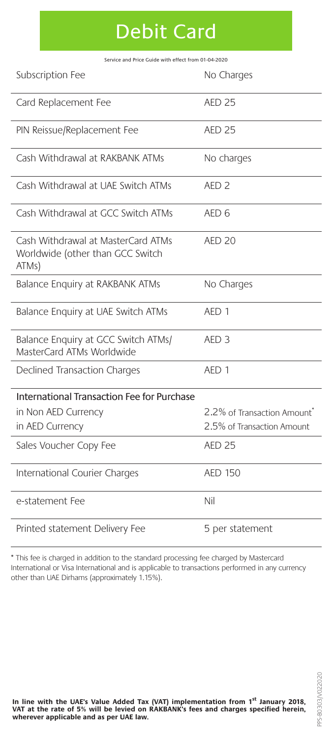# Debit Card

Service and Price Guide with effect from 01-04-2020

| | |
|---|---|
| Subscription Fee | No Charges |
| Card Replacement Fee | AED 25 |
| PIN Reissue/Replacement Fee | AED 25 |
| Cash Withdrawal at RAKBANK ATMs | No charges |
| Cash Withdrawal at UAE Switch ATMs | AED 2 |
| Cash Withdrawal at GCC Switch ATMs | AED 6 |
| Cash Withdrawal at MasterCard ATMs Worldwide (other than GCC Switch ATMs) | AED 20 |
| Balance Enquiry at RAKBANK ATMs | No Charges |
| Balance Enquiry at UAE Switch ATMs | AED 1 |
| Balance Enquiry at GCC Switch ATMs/ MasterCard ATMs Worldwide | AED 3 |
| Declined Transaction Charges | AED 1 |
| **International Transaction Fee for Purchase** | |
| in Non AED Currency | 2.2% of Transaction Amount* |
| in AED Currency | 2.5% of Transaction Amount |
| Sales Voucher Copy Fee | AED 25 |
| International Courier Charges | AED 150 |
| e-statement Fee | Nil |
| Printed statement Delivery Fee | 5 per statement |

* This fee is charged in addition to the standard processing fee charged by Mastercard International or Visa International and is applicable to transactions performed in any currency other than UAE Dirhams (approximately 1.15%).

**In line with the UAE's Value Added Tax (VAT) implementation from 1st January 2018, VAT at the rate of 5% will be levied on RAKBANK's fees and charges specified herein, wherever applicable and as per UAE law.**

PPS-B0303/V022020